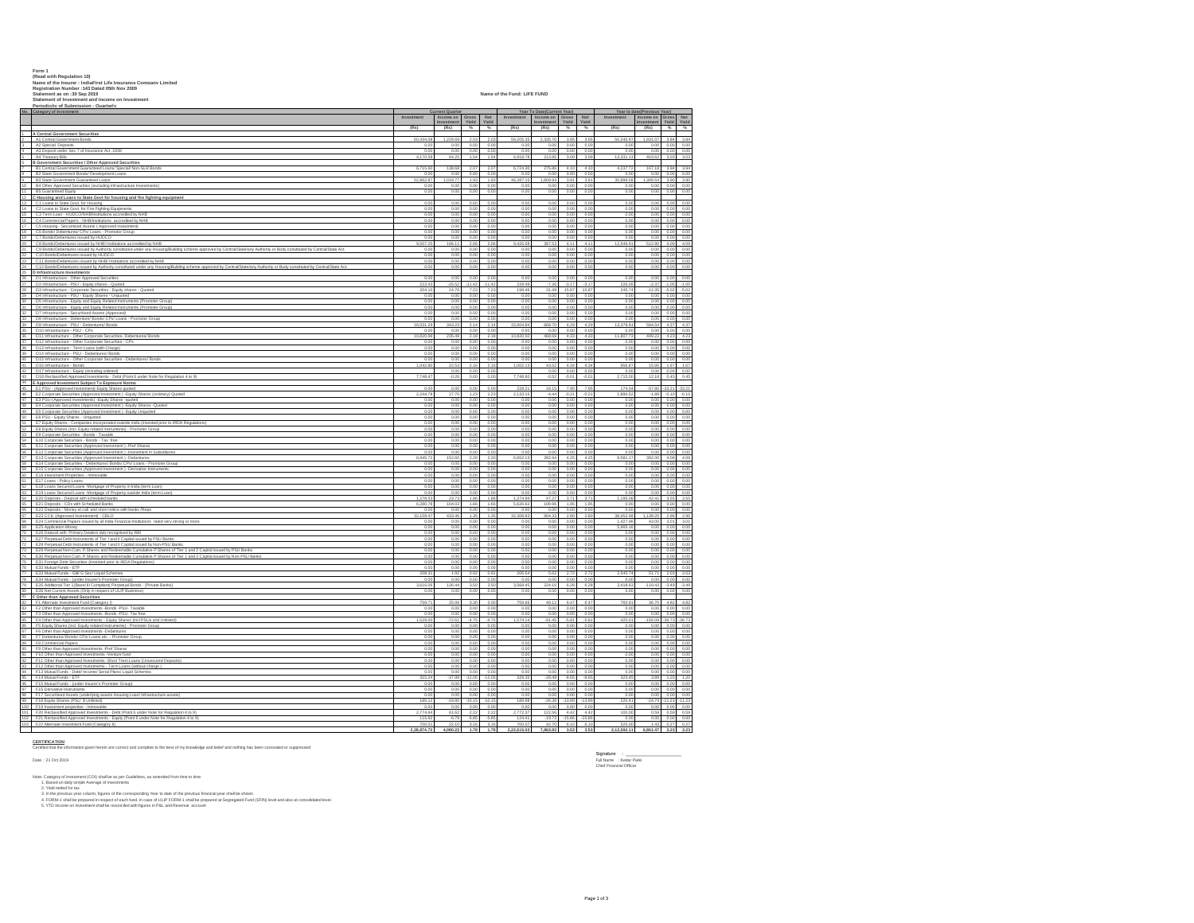**Form 1**
**(Read with Regulation 10)**
**Name of the Insurer : IndiaFirst Life Insurance Company Limited**
**Registration Number :143 Dated 05th Nov 2009**
**Statement as on :30 Sep 2019**
**Statement of Investment and Income on Investment**
**Periodicity of Submission : Quarterly**

**Name of the Fund: LIFE FUND**

| No. | Category of Investment | Current Quarter | | | | Year To Date(Current Year) | | | | Year to date(Previous Year) | | | |
|---|---|---|---|---|---|---|---|---|---|---|---|---|---|
| | | Investment | Income on Investment | Gross Yield | Net Yield | Investment | Income on Investment | Gross Yield | Net Yield | Investment | Income on Investment | Gross Yield | Net Yield |
| | | (Rs) | (Rs) | % | % | (Rs) | (Rs) | % | % | (Rs) | (Rs) | % | % |
| 1 | **A Central Government Securities** | | | | | | | | | | | | |
| 2 | A1 Central Government Bonds | 60,434.08 | 1,229.69 | 2.03 | 2.03 | 59,205.35 | 2,335.70 | 3.95 | 3.95 | 50,245.97 | 1,931.07 | 3.84 | 3.84 |
| 3 | A2 Special Deposits | 0.00 | 0.00 | 0.00 | 0.00 | 0.00 | 0.00 | 0.00 | 0.00 | 0.00 | 0.00 | 0.00 | 0.00 |
| 4 | A3 Deposit under Sec 7 of Insurance Act, 1938 | 0.00 | 0.00 | 0.00 | 0.00 | 0.00 | 0.00 | 0.00 | 0.00 | 0.00 | 0.00 | 0.00 | 0.00 |
| 5 | A4 Treasury Bills | 4,170.56 | 64.25 | 1.54 | 1.54 | 6,919.78 | 213.95 | 3.09 | 3.09 | 13,331.13 | 403.62 | 3.03 | 3.03 |
| 6 | **B Government Securities / Other Approved Securities** | | | | | | | | | | | | |
| 7 | B1 Central Government Guaranteed Loans/ Special/ Non-SLR Bonds | 6,715.60 | 138.69 | 2.07 | 2.07 | 6,724.30 | 275.46 | 4.10 | 4.10 | 4,237.72 | 167.19 | 3.94 | 3.94 |
| 8 | B2 State Government Bonds/ Development Loans | 0.00 | 0.00 | 0.00 | 0.00 | 0.00 | 0.00 | 0.00 | 0.00 | 0.00 | 0.00 | 0.00 | 0.00 |
| 9 | B3 State Government Guaranteed Loans | 52,862.87 | 1,018.77 | 1.93 | 1.93 | 46,287.15 | 1,809.94 | 3.91 | 3.91 | 35,899.58 | 1,399.54 | 3.90 | 3.90 |
| 10 | B4 Other Approved Securities (excluding Infrastructure Investments) | 0.00 | 0.00 | 0.00 | 0.00 | 0.00 | 0.00 | 0.00 | 0.00 | 0.00 | 0.00 | 0.00 | 0.00 |
| 11 | B5 Guaranteed Equity | 0.00 | 0.00 | 0.00 | 0.00 | 0.00 | 0.00 | 0.00 | 0.00 | 0.00 | 0.00 | 0.00 | 0.00 |
| 12 | **C Housing and Loans to State Govt for housing and fire fighting equipment** | | | | | | | | | | | | |
| 13 | C1 Loans to State Govt. for Housing | 0.00 | 0.00 | 0.00 | 0.00 | 0.00 | 0.00 | 0.00 | 0.00 | 0.00 | 0.00 | 0.00 | 0.00 |
| 14 | C2 Loans to State Govt. for Fire Fighting Equipments | 0.00 | 0.00 | 0.00 | 0.00 | 0.00 | 0.00 | 0.00 | 0.00 | 0.00 | 0.00 | 0.00 | 0.00 |
| 15 | C3 Term Loan - HUDCO/NHB/Institutions accredited by NHB | 0.00 | 0.00 | 0.00 | 0.00 | 0.00 | 0.00 | 0.00 | 0.00 | 0.00 | 0.00 | 0.00 | 0.00 |
| 16 | C4 Commercial Papers - NHB/Institutions accredited by NHB | 0.00 | 0.00 | 0.00 | 0.00 | 0.00 | 0.00 | 0.00 | 0.00 | 0.00 | 0.00 | 0.00 | 0.00 |
| 17 | C5 Housing - Securitised Assets ( Approved Investment) | 0.00 | 0.00 | 0.00 | 0.00 | 0.00 | 0.00 | 0.00 | 0.00 | 0.00 | 0.00 | 0.00 | 0.00 |
| 18 | C6 Bonds/ Debentures/ CPs/ Loans - Promotor Group | 0.00 | 0.00 | 0.00 | 0.00 | 0.00 | 0.00 | 0.00 | 0.00 | 0.00 | 0.00 | 0.00 | 0.00 |
| 19 | C7 Bonds/Debentures issued by HUDCO | 0.00 | 0.00 | 0.00 | 0.00 | 0.00 | 0.00 | 0.00 | 0.00 | 0.00 | 0.00 | 0.00 | 0.00 |
| 20 | C8 Bonds/Debentures issued by NHB/ Institutions accredited by NHB | 9,507.25 | 196.11 | 2.06 | 2.06 | 9,426.58 | 387.53 | 4.11 | 4.11 | 12,546.91 | 512.90 | 4.09 | 4.09 |
| 21 | C9 Bonds/Debentures issued by Authority constituted under any Housing/Building scheme approved by Central/State/any Authority or Body constituted by Central/State Act. | 0.00 | 0.00 | 0.00 | 0.00 | 0.00 | 0.00 | 0.00 | 0.00 | 0.00 | 0.00 | 0.00 | 0.00 |
| 22 | C10 Bonds/Debentures issued by HUDCO | 0.00 | 0.00 | 0.00 | 0.00 | 0.00 | 0.00 | 0.00 | 0.00 | 0.00 | 0.00 | 0.00 | 0.00 |
| 23 | C11 Bonds/Debentures issued by NHB/ Institutions accredited by NHB | 0.00 | 0.00 | 0.00 | 0.00 | 0.00 | 0.00 | 0.00 | 0.00 | 0.00 | 0.00 | 0.00 | 0.00 |
| 24 | C12 Bonds/Debentures issued by Authority constituted under any Housing/Building scheme approved by Central/State/any Authority or Body constituted by Central/State Act. | 0.00 | 0.00 | 0.00 | 0.00 | 0.00 | 0.00 | 0.00 | 0.00 | 0.00 | 0.00 | 0.00 | 0.00 |
| 25 | **D Infrastructure Investments** | | | | | | | | | | | | |
| 26 | D1 Infrastructure - Other Approved Securities | 0.00 | 0.00 | 0.00 | 0.00 | 0.00 | 0.00 | 0.00 | 0.00 | 0.00 | 0.00 | 0.00 | 0.00 |
| 27 | D2 Infrastructure - PSU - Equity shares - Quoted | 223.43 | -25.52 | -11.42 | -11.42 | 229.46 | -7.26 | -3.17 | -3.17 | 226.09 | -2.37 | -1.05 | -1.05 |
| 28 | D3 Infrastructure - Corporate Securities - Equity shares - Quoted | 204.16 | 14.76 | 7.23 | 7.23 | 198.46 | 31.49 | 15.87 | 15.87 | 241.74 | -12.35 | -5.02 | -5.02 |
| 29 | D4 Infrastructure - PSU - Equity Shares - Unquoted | 0.00 | 0.00 | 0.00 | 0.00 | 0.00 | 0.00 | 0.00 | 0.00 | 0.00 | 0.00 | 0.00 | 0.00 |
| 30 | D5 Infrastructure - Equity and Equity Related Instruments (Promoter Group) | 0.00 | 0.00 | 0.00 | 0.00 | 0.00 | 0.00 | 0.00 | 0.00 | 0.00 | 0.00 | 0.00 | 0.00 |
| 31 | D6 Infrastructure - Equity and Equity Related Instruments (Promoter Group) | 0.00 | 0.00 | 0.00 | 0.00 | 0.00 | 0.00 | 0.00 | 0.00 | 0.00 | 0.00 | 0.00 | 0.00 |
| 32 | D7 Infrastructure - Securitised Assets (Approved) | 0.00 | 0.00 | 0.00 | 0.00 | 0.00 | 0.00 | 0.00 | 0.00 | 0.00 | 0.00 | 0.00 | 0.00 |
| 33 | D8 Infrastructure - Debenture/ Bonds/ CPs/ Loans - Promoter Group | 0.00 | 0.00 | 0.00 | 0.00 | 0.00 | 0.00 | 0.00 | 0.00 | 0.00 | 0.00 | 0.00 | 0.00 |
| 34 | D9 Infrastructure - PSU - Debentures/ Bonds | 16,031.29 | 343.23 | 2.14 | 2.14 | 15,604.84 | 668.70 | 4.29 | 4.29 | 13,379.81 | 584.54 | 4.37 | 4.37 |
| 35 | D10 Infrastructure - PSU - CPs | 0.00 | 0.00 | 0.00 | 0.00 | 0.00 | 0.00 | 0.00 | 0.00 | 0.00 | 0.00 | 0.00 | 0.00 |
| 36 | D11 Infrastructure - Other Corporate Securities- Debentures/ Bonds | 10,820.99 | 235.49 | 2.18 | 2.18 | 10,820.55 | 468.69 | 4.33 | 4.33 | 11,807.73 | 499.22 | 4.23 | 4.23 |
| 37 | D12 Infrastructure - Other Corporate Securities - CPs | 0.00 | 0.00 | 0.00 | 0.00 | 0.00 | 0.00 | 0.00 | 0.00 | 0.00 | 0.00 | 0.00 | 0.00 |
| 38 | D13 Infrastructure - Term Loans (with Charge) | 0.00 | 0.00 | 0.00 | 0.00 | 0.00 | 0.00 | 0.00 | 0.00 | 0.00 | 0.00 | 0.00 | 0.00 |
| 39 | D14 Infrastructure - PSU - Debentures/ Bonds | 0.00 | 0.00 | 0.00 | 0.00 | 0.00 | 0.00 | 0.00 | 0.00 | 0.00 | 0.00 | 0.00 | 0.00 |
| 40 | D15 Infrastructure - Other Corporate Securities - Debentures/ Bonds | 0.00 | 0.00 | 0.00 | 0.00 | 0.00 | 0.00 | 0.00 | 0.00 | 0.00 | 0.00 | 0.00 | 0.00 |
| 41 | D16 Infrastructure - Bonds | 1,042.90 | 22.53 | 2.16 | 2.16 | 1,002.13 | 43.52 | 4.34 | 4.34 | 956.97 | 15.95 | 1.67 | 1.67 |
| 42 | D17 Infrastructure - Equity (including unlisted) | | 0.00 | 0.00 | 0.00 | | 0.00 | 0.00 | 0.00 | 0.00 | 0.00 | 0.00 | 0.00 |
| 43 | D18 Reclassified Approved Investments - Debt (Point 6 under Note for Regulation 4 to 9) | 7,748.47 | -0.26 | 0.00 | 0.00 | 7,748.60 | -0.52 | -0.01 | -0.01 | 2,715.00 | 12.18 | 0.45 | 0.45 |
| 44 | **E Approved Investment Subject To Exposure Norms** | | | | | | | | | | | | |
| 45 | E1 PSU - (Approved Investment)-Equity Shares quoted | 0.00 | 0.00 | 0.00 | 0.00 | 228.21 | 18.15 | 7.95 | 7.95 | 174.04 | -57.80 | -33.21 | -33.21 |
| 46 | E2 Corporate Securities (Approved Investment ) -Equity Shares (ordinary)-Quoted | 2,244.78 | 27.70 | 1.23 | 1.23 | 2,133.15 | -4.44 | -0.21 | -0.21 | 1,890.52 | -1.88 | -0.10 | -0.10 |
| 47 | E3 PSU-(Approved Investments) -Equity Shares -quoted | 0.00 | 0.00 | 0.00 | 0.00 | 0.00 | 0.00 | 0.00 | 0.00 | 0.00 | 0.00 | 0.00 | 0.00 |
| 48 | E4 Corporate Securities (Approved Investment ) -Equity Shares -Quoted | 0.00 | 0.00 | 0.00 | 0.00 | 0.00 | 0.00 | 0.00 | 0.00 | 0.00 | 0.00 | 0.00 | 0.00 |
| 49 | E5 Corporate Securities (Approved Investment ) -Equity Unquoted | 0.00 | 0.00 | 0.00 | 0.00 | 0.00 | 0.00 | 0.00 | 0.00 | 0.00 | 0.00 | 0.00 | 0.00 |
| 50 | E6 PSU - Equity Shares - Unquoted | 0.00 | 0.00 | 0.00 | 0.00 | 0.00 | 0.00 | 0.00 | 0.00 | 0.00 | 0.00 | 0.00 | 0.00 |
| 51 | E7 Equity Shares - Companies incorporated outside India (invested prior to IRDA Regulations) | 0.00 | 0.00 | 0.00 | 0.00 | 0.00 | 0.00 | 0.00 | 0.00 | 0.00 | 0.00 | 0.00 | 0.00 |
| 52 | E8 Equity Shares (incl. Equity related Instruments) - Promoter Group | 0.00 | 0.00 | 0.00 | 0.00 | 0.00 | 0.00 | 0.00 | 0.00 | 0.00 | 0.00 | 0.00 | 0.00 |
| 53 | E9 Corporate Securities - Bonds - Taxable | 0.00 | 0.00 | 0.00 | 0.00 | 0.00 | 0.00 | 0.00 | 0.00 | 0.00 | 0.00 | 0.00 | 0.00 |
| 54 | E10 Corporate Securities - Bonds - Tax free | 0.00 | 0.00 | 0.00 | 0.00 | 0.00 | 0.00 | 0.00 | 0.00 | 0.00 | 0.00 | 0.00 | 0.00 |
| 55 | E11 Corporate Securities (Approved Investment ) -Pref Shares | 0.00 | 0.00 | 0.00 | 0.00 | 0.00 | 0.00 | 0.00 | 0.00 | 0.00 | 0.00 | 0.00 | 0.00 |
| 56 | E12 Corporate Securities (Approved Investment ) -Investment in Subsidiaries | 0.00 | 0.00 | 0.00 | 0.00 | 0.00 | 0.00 | 0.00 | 0.00 | 0.00 | 0.00 | 0.00 | 0.00 |
| 57 | E13 Corporate Securities (Approved Investment ) -Debentures | 6,945.71 | 152.60 | 2.20 | 2.20 | 6,652.13 | 282.94 | 4.25 | 4.25 | 9,581.17 | 392.00 | 4.09 | 4.09 |
| 58 | E14 Corporate Securities - Debentures/ Bonds/ CPs/ Loans - Promoter Group | 0.00 | 0.00 | 0.00 | 0.00 | 0.00 | 0.00 | 0.00 | 0.00 | 0.00 | 0.00 | 0.00 | 0.00 |
| 59 | E15 Corporate Securities (Approved Investment ) -Derivative Instruments | 0.00 | 0.00 | 0.00 | 0.00 | 0.00 | 0.00 | 0.00 | 0.00 | 0.00 | 0.00 | 0.00 | 0.00 |
| 60 | E16 Investment Properties - Immovable | 0.00 | 0.00 | 0.00 | 0.00 | 0.00 | 0.00 | 0.00 | 0.00 | 0.00 | 0.00 | 0.00 | 0.00 |
| 61 | E17 Loans - Policy Loans | 0.00 | 0.00 | 0.00 | 0.00 | 0.00 | 0.00 | 0.00 | 0.00 | 0.00 | 0.00 | 0.00 | 0.00 |
| 62 | E18 Loans Secured Loans -Mortgage of Property in India (term Loan) | 0.00 | 0.00 | 0.00 | 0.00 | 0.00 | 0.00 | 0.00 | 0.00 | 0.00 | 0.00 | 0.00 | 0.00 |
| 63 | E19 Loans Secured Loans -Mortgage of Property outside India (term Loan) | 0.00 | 0.00 | 0.00 | 0.00 | 0.00 | 0.00 | 0.00 | 0.00 | 0.00 | 0.00 | 0.00 | 0.00 |
| 64 | E20 Deposits - Deposit with scheduled banks | 1,278.53 | 23.73 | 1.86 | 1.86 | 1,274.84 | 47.27 | 3.71 | 3.71 | 1,195.98 | 42.41 | 3.55 | 3.55 |
| 65 | E21 Deposits - CDs with Scheduled Banks | 6,280.78 | 104.03 | 1.66 | 1.66 | 5,626.62 | 109.95 | 1.95 | 1.95 | 0.00 | 0.00 | 0.00 | 0.00 |
| 66 | E22 Deposits - Money at call and short notice with banks /Repo | 0.00 | 0.00 | 0.00 | 0.00 | 0.00 | 0.00 | 0.00 | 0.00 | 0.00 | 0.00 | 0.00 | 0.00 |
| 67 | E23 CCIL (Approved Investement) - CBLO | 32,159.47 | 433.46 | 1.35 | 1.35 | 32,306.83 | 904.33 | 2.80 | 2.80 | 38,452.40 | 1,138.20 | 2.96 | 2.96 |
| 68 | E24 Commercial Papers issued by all India Financial Institutions rated very strong or more | 0.00 | 0.00 | 0.00 | 0.00 | 0.00 | 0.00 | 0.00 | 0.00 | 1,427.96 | 43.00 | 3.01 | 3.01 |
| 69 | E25 Application Money | 0.00 | 0.00 | 0.00 | 0.00 | 0.00 | 0.00 | 0.00 | 0.00 | 5,965.16 | 0.00 | 0.00 | 0.00 |
| 70 | E26 Deposit with Primary Dealers duly recognised by RBI | 0.00 | 0.00 | 0.00 | 0.00 | 0.00 | 0.00 | 0.00 | 0.00 | 0.00 | 0.00 | 0.00 | 0.00 |
| 71 | E27 Perpetual Debt Instruments of Tier I and II Capital issued by PSU Banks | 0.00 | 0.00 | 0.00 | 0.00 | 0.00 | 0.00 | 0.00 | 0.00 | 0.00 | 0.00 | 0.00 | 0.00 |
| 72 | E28 Perpetual Debt Instruments of Tier I and II Capital issued by Non-PSU Banks | 0.00 | 0.00 | 0.00 | 0.00 | 0.00 | 0.00 | 0.00 | 0.00 | 0.00 | 0.00 | 0.00 | 0.00 |
| 73 | E29 Perpetual Non-Cum. P.Shares and Redeemable Cumulative P.Shares of Tier 1 and 2 Capital issued by PSU Banks | 0.00 | 0.00 | 0.00 | 0.00 | 0.00 | 0.00 | 0.00 | 0.00 | 0.00 | 0.00 | 0.00 | 0.00 |
| 74 | E30 Perpetual Non-Cum. P.Shares and Redeemable Cumulative P.Shares of Tier 1 and 2 Capital issued by Non-PSU Banks | 0.00 | 0.00 | 0.00 | 0.00 | 0.00 | 0.00 | 0.00 | 0.00 | 0.00 | 0.00 | 0.00 | 0.00 |
| 75 | E31 Foreign Debt Securities (Invested prior to IRDA Regulations) | 0.00 | 0.00 | 0.00 | 0.00 | 0.00 | 0.00 | 0.00 | 0.00 | 0.00 | 0.00 | 0.00 | 0.00 |
| 76 | E32 Mutual Funds - ETF | 0.00 | 0.00 | 0.00 | 0.00 | 0.00 | 0.00 | 0.00 | 0.00 | 0.00 | 0.00 | 0.00 | 0.00 |
| 77 | E33 Mutual Funds - Gilt/ G Sec/ Liquid Schemes | 208.31 | 1.92 | 0.92 | 0.92 | 206.54 | 5.62 | 2.72 | 2.72 | 2,545.74 | 51.71 | 2.03 | 2.03 |
| 78 | E34 Mutual Funds - (under Insurer's Promoter Group) | 0.00 | 0.00 | 0.00 | 0.00 | 0.00 | 0.00 | 0.00 | 0.00 | 0.00 | 0.00 | 0.00 | 0.00 |
| 79 | E35 Additional Tier 1(Basel III Compliant) Perpetual Bonds - [Private Banks] | 3,616.06 | 126.44 | 3.50 | 3.50 | 3,568.45 | 224.10 | 6.28 | 6.28 | 3,418.63 | -119.43 | -3.49 | -3.49 |
| 80 | E36 Net Current Assets (Only in respect of ULIP Business) | 0.00 | 0.00 | 0.00 | 0.00 | 0.00 | 0.00 | 0.00 | 0.00 | 0.00 | 0.00 | 0.00 | 0.00 |
| 81 | **F Other than Approved Securities** | | | | | | | | | | | | |
| 82 | F1 Alternate Investment Fund (Category I) | 759.71 | 25.06 | 3.30 | 3.30 | 759.66 | 49.12 | 6.47 | 6.47 | 760.91 | 36.70 | 4.82 | 4.82 |
| 83 | F2 Other than Approved Investments -Bonds -PSU- Taxable | 0.00 | 0.00 | 0.00 | 0.00 | 0.00 | 0.00 | 0.00 | 0.00 | 0.00 | 0.00 | 0.00 | 0.00 |
| 84 | F3 Other than Approved Investments -Bonds -PSU- Tax free | 0.00 | 0.00 | 0.00 | 0.00 | 0.00 | 0.00 | 0.00 | 0.00 | 0.00 | 0.00 | 0.00 | 0.00 |
| 85 | F4 Other than Approved Investments - Equity Shares (incl PSUs and Unlisted) | 1,529.00 | -72.61 | -4.75 | -4.75 | 1,574.54 | -91.45 | -5.81 | -5.81 | 425.01 | -156.04 | -36.71 | -36.71 |
| 86 | F5 Equity Shares (incl. Equity related Instruments) - Promoter Group | 0.00 | 0.00 | 0.00 | 0.00 | 0.00 | 0.00 | 0.00 | 0.00 | 0.00 | 0.00 | 0.00 | 0.00 |
| 87 | F6 Other than Approved Investments -Debentures | 0.00 | 0.00 | 0.00 | 0.00 | 0.00 | 0.00 | 0.00 | 0.00 | 0.00 | 0.00 | 0.00 | 0.00 |
| 88 | F7 Debentures/ Bonds/ CPs/ Loans etc. - Promoter Group | 0.00 | 0.00 | 0.00 | 0.00 | 0.00 | 0.00 | 0.00 | 0.00 | 0.00 | 0.00 | 0.00 | 0.00 |
| 89 | F8 Commercial Papers | 0.00 | 0.00 | 0.00 | 0.00 | 0.00 | 0.00 | 0.00 | 0.00 | 0.00 | 0.00 | 0.00 | 0.00 |
| 90 | F9 Other than Approved Investments -Pref Shares | 0.00 | 0.00 | 0.00 | 0.00 | 0.00 | 0.00 | 0.00 | 0.00 | 0.00 | 0.00 | 0.00 | 0.00 |
| 91 | F10 Other than Approved Investments -Venture fund | 0.00 | 0.00 | 0.00 | 0.00 | 0.00 | 0.00 | 0.00 | 0.00 | 0.00 | 0.00 | 0.00 | 0.00 |
| 92 | F11 Other than Approved Investments -Short Term Loans (Unsecured Deposits) | 0.00 | 0.00 | 0.00 | 0.00 | 0.00 | 0.00 | 0.00 | 0.00 | 0.00 | 0.00 | 0.00 | 0.00 |
| 93 | F12 Other than Approved Investments - Term Loans (without charge ) | 0.00 | 0.00 | 0.00 | 0.00 | 0.00 | 0.00 | 0.00 | 0.00 | 0.00 | 0.00 | 0.00 | 0.00 |
| 94 | F13 Mutual Funds - Debt/ Income/ Serial Plans/ Liquid Schemes | 0.00 | 0.00 | 0.00 | 0.00 | 0.00 | 0.00 | 0.00 | 0.00 | 0.00 | 0.00 | 0.00 | 0.00 |
| 95 | F14 Mutual Funds - ETF | 315.34 | -37.99 | -12.05 | -12.05 | 329.35 | -28.49 | -8.65 | -8.65 | 323.45 | 3.89 | 1.20 | 1.20 |
| 96 | F15 Mutual Funds - (under Insurer's Promoter Group) | 0.00 | 0.00 | 0.00 | 0.00 | 0.00 | 0.00 | 0.00 | 0.00 | 0.00 | 0.00 | 0.00 | 0.00 |
| 97 | F16 Derivative Instruments | 0.00 | 0.00 | 0.00 | 0.00 | 0.00 | 0.00 | 0.00 | 0.00 | 0.00 | 0.00 | 0.00 | 0.00 |
| 98 | F17 Securitised Assets (underlying assets Housing Loan/ Infrastructure assets) | 0.00 | 0.00 | 0.00 | 0.00 | 0.00 | 0.00 | 0.00 | 0.00 | 0.00 | 0.00 | 0.00 | 0.00 |
| 99 | F18 Equity Shares (PSU $ Unlisted) | 186.12 | -18.90 | -10.15 | -10.15 | 189.98 | -26.38 | -13.89 | -13.89 | 220.41 | -24.74 | -11.23 | -11.23 |
| 100 | F19 Investment properties - Immovable | 0.00 | 0.00 | 0.00 | 0.00 | 0.00 | 0.00 | 0.00 | 0.00 | 0.00 | 0.00 | 0.00 | 0.00 |
| 101 | F20 Reclassified Approved Investments - Debt (Point 6 under Note for Regulation 4 to 9) | 2,774.64 | 61.62 | 2.22 | 2.22 | 2,772.37 | 122.56 | 4.42 | 4.42 | 100.00 | 0.59 | 0.59 | 0.59 |
| 102 | F21 Reclassified Approved Investments - Equity (Point 6 under Note for Regulation 4 to 9) | 115.61 | -6.78 | -5.85 | -5.85 | 124.41 | -19.73 | -15.86 | -15.86 | 0.00 | 0.00 | 0.00 | 0.00 |
| 103 | F22 Alternate Investment Fund (Category II) | 700.01 | 22.10 | 3.16 | 3.16 | 700.07 | 42.70 | 6.10 | 6.10 | 525.00 | 1.43 | 0.27 | 0.27 |
| | | 2,29,674.73 | 4,080.22 | 1.78 | 1.78 | 2,22,615.03 | 7,863.03 | 3.53 | 3.53 | 2,12,590.11 | 6,861.47 | 3.23 | 3.23 |

**CERTIFICATION**
Certified that the information given herein are correct and complete to the best of my knowledge and belief and nothing has been concealed or suppressed

Date : 21 Oct 2019

Signature : ____________________
Full Name : Kedar Patki
Chief Financial Officer

Note: Category of investment (COI) shall be as per Guidelines, as amended from time to time
1. Based on daily simple Average of Investments
2. Yield netted for tax
3. In the previous year column, figures of the corresponding Year to date of the previous financial year shall be shown.
4. FORM-1 shall be prepared in respect of each fund. In case of ULIP FORM-1 shall be prepared at Segregated Fund (SFIN) level and also at consolidated level.
5. YTD Income on investment shall be reconciled with figures in P&L and Revenue account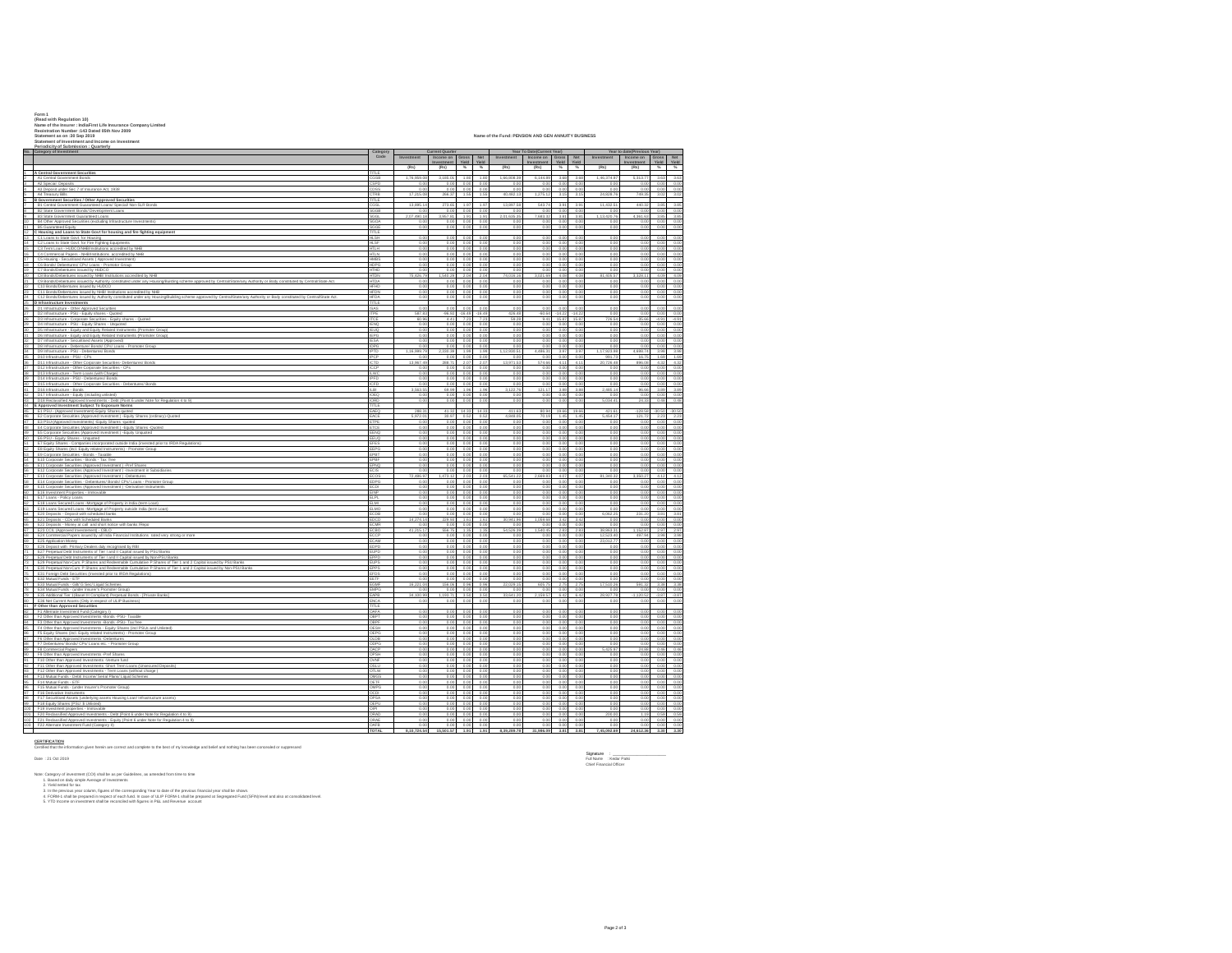**Form 1**
**(Read with Regulation 10)**
**Name of the Insurer : IndiaFirst Life Insurance Company Limited**
**Registration Number :143 Dated 05th Nov 2009**
**Statement as on :30 Sep 2019**
**Statement of Investment and Income on Investment**
**Periodicity of Submission : Quarterly**

**Name of the Fund: PENSION AND GEN ANNUITY BUSINESS**

| No. | Category of Investment | Category Code | Current Quarter | | | | Year to Date(Current Year) | | | | Year to date(Previous Year) | | | |
|---|---|---|---|---|---|---|---|---|---|---|---|---|---|---|
| | | | Investment | Income on Investment | Gross Yield | Net Yield | Investment | Income on Investment | Gross Yield | Net Yield | Investment | Income on Investment | Gross Yield | Net Yield |
| | | | (Rs) | (Rs) | % | % | (Rs) | (Rs) | % | % | (Rs) | (Rs) | % | % |
| 1 | A Central Government Securities | TITLE | | | | | | | | | | | | |
| 2 | A1 Central Government Bonds | CGSB | 1,74,999.09 | 3,165.02 | 1.80 | 1.80 | 1,66,808.34 | 6,143.89 | 3.68 | 3.68 | 1,46,374.87 | 5,313.77 | 3.63 | 3.63 |
| 3 | A2 Special Deposits | CSPD | 0.00 | 0.00 | 0.00 | 0.00 | 0.00 | 0.00 | 0.00 | 0.00 | 0.00 | 0.00 | 0.00 | 0.00 |
| 4 | A3 Deposit under Sec 7 of Insurance Act, 1938 | CDSS | 0.00 | 0.00 | 0.00 | 0.00 | 0.00 | 0.00 | 0.00 | 0.00 | 0.00 | 0.00 | 0.00 | 0.00 |
| 5 | A4 Treasury Bills | CTRB | 17,255.09 | 266.27 | 1.54 | 1.54 | 40,482.13 | 2,275.11 | 3.15 | 3.15 | 24,928.76 | 784.05 | 3.03 | 3.03 |
| 6 | B Government Securities / Other Approved Securities | TITLE | | | | | | | | | | | | |
| 7 | B1 Central Government Guaranteed Loans/ Special/ Non-SLR Bonds | CGSL | 13,995.16 | 273.61 | 1.97 | 1.97 | 13,967.58 | 543.74 | 3.91 | 3.91 | 11,432.51 | 440.30 | 3.85 | 3.85 |
| 8 | B2 State Government Bonds/ Development Loans | SGGB | 0.00 | 0.00 | 0.00 | 0.00 | 0.00 | 0.00 | 0.00 | 0.00 | 0.00 | 0.00 | 0.00 | 0.00 |
| 9 | B3 State Government Guaranteed Loans | SGGL | 2,07,490.16 | 3,957.81 | 1.91 | 1.91 | 2,01,535.15 | 7,685.32 | 3.81 | 3.81 | 1,13,420.76 | 4,391.64 | 3.88 | 3.88 |
| 10 | B4 Other Approved Securities (excluding Infrastructure Investments) | SGOA | 0.00 | 0.00 | 0.00 | 0.00 | 0.00 | 0.00 | 0.00 | 0.00 | 0.00 | 0.00 | 0.00 | 0.00 |
| 11 | B5 Guaranteed Equity | SGGE | 0.00 | 0.00 | 0.00 | 0.00 | 0.00 | 0.00 | 0.00 | 0.00 | 0.00 | 0.00 | 0.00 | 0.00 |
| 12 | C Housing and Loans to State Govt for housing and fire fighting equipment | TITLE | | | | | | | | | | | | |
| 13 | C1 Loans to State Govt. for Housing | HLSH | 0.00 | 0.00 | 0.00 | 0.00 | 0.00 | 0.00 | 0.00 | 0.00 | 0.00 | 0.00 | 0.00 | 0.00 |
| 14 | C2 Loans to State Govt. for Fire Fighting Equipments | HLSF | 0.00 | 0.00 | 0.00 | 0.00 | 0.00 | 0.00 | 0.00 | 0.00 | 0.00 | 0.00 | 0.00 | 0.00 |
| 15 | C3 Term Loan - HUDCO/NHB/Institutions accredited by NHB | HTLH | 0.00 | 0.00 | 0.00 | 0.00 | 0.00 | 0.00 | 0.00 | 0.00 | 0.00 | 0.00 | 0.00 | 0.00 |
| 16 | C4 Commercial Papers - NHB/Institutions accredited by NHB | HTLN | 0.00 | 0.00 | 0.00 | 0.00 | 0.00 | 0.00 | 0.00 | 0.00 | 0.00 | 0.00 | 0.00 | 0.00 |
| 17 | C5 Housing - Securitised Assets ( Approved Investment) | HMBS | 0.00 | 0.00 | 0.00 | 0.00 | 0.00 | 0.00 | 0.00 | 0.00 | 0.00 | 0.00 | 0.00 | 0.00 |
| 18 | C6 Bonds/ Debentures/ CPs/ Loans - Promotor Group | HDPG | 0.00 | 0.00 | 0.00 | 0.00 | 0.00 | 0.00 | 0.00 | 0.00 | 0.00 | 0.00 | 0.00 | 0.00 |
| 19 | C7 Bonds/Debentures issued by HUDCO | HTHD | 0.00 | 0.00 | 0.00 | 0.00 | 0.00 | 0.00 | 0.00 | 0.00 | 0.00 | 0.00 | 0.00 | 0.00 |
| 20 | C8 Bonds/Debentures issued by NHB/ Institutions accredited by NHB | HTDN | 75,426.79 | 1,540.28 | 2.04 | 2.04 | 74,016.28 | 3,021.65 | 4.08 | 4.08 | 81,608.57 | 3,324.11 | 4.07 | 4.07 |
| 21 | C9 Bonds/Debentures issued by Authority constituted under any Housing/Building scheme approved by Central/State/any Authority or Body constituted by Central/State Act. | HTDA | 0.00 | 0.00 | 0.00 | 0.00 | 0.00 | 0.00 | 0.00 | 0.00 | 0.00 | 0.00 | 0.00 | 0.00 |
| 22 | C10 Bonds/Debentures issued by HUDCO | HFHD | 0.00 | 0.00 | 0.00 | 0.00 | 0.00 | 0.00 | 0.00 | 0.00 | 0.00 | 0.00 | 0.00 | 0.00 |
| 23 | C11 Bonds/Debentures issued by NHB/ Institutions accredited by NHB | HFDN | 0.00 | 0.00 | 0.00 | 0.00 | 0.00 | 0.00 | 0.00 | 0.00 | 0.00 | 0.00 | 0.00 | 0.00 |
| 24 | C12 Bonds/Debentures issued by Authority constituted under any Housing/Building scheme approved by Central/State/any Authority or Body constituted by Central/State Act. | HFDA | 0.00 | 0.00 | 0.00 | 0.00 | 0.00 | 0.00 | 0.00 | 0.00 | 0.00 | 0.00 | 0.00 | 0.00 |
| 25 | D Infrastructure Investments | TITLE | | | | | | | | | | | | |
| 26 | D1 Infrastructure - Other Approved Securities | ISAS | 0.00 | 0.00 | 0.00 | 0.00 | 0.00 | 0.00 | 0.00 | 0.00 | 0.00 | 0.00 | 0.00 | 0.00 |
| 27 | D2 Infrastructure - PSU - Equity shares - Quoted | ITPE | 587.83 | -96.60 | -16.43 | -16.43 | 626.49 | -89.93 | -14.27 | -14.22 | 0.00 | 0.00 | 0.00 | 0.00 |
| 28 | D3 Infrastructure - Corporate Securities - Equity shares - Quoted | ITCE | 60.90 | 4.41 | 7.23 | 7.23 | 58.29 | 9.41 | 15.87 | 15.87 | 725.54 | -35.45 | -4.61 | -4.61 |
| 29 | D4 Infrastructure - PSU - Equity Shares - Unquoted | IENQ | 0.00 | 0.00 | 0.00 | 0.00 | 0.00 | 0.00 | 0.00 | 0.00 | 0.00 | 0.00 | 0.00 | 0.00 |
| 30 | D5 Infrastructure - Equity and Equity Related Instruments (Promoter Group) | IEUQ | 0.00 | 0.00 | 0.00 | 0.00 | 0.00 | 0.00 | 0.00 | 0.00 | 0.00 | 0.00 | 0.00 | 0.00 |
| 31 | D6 Infrastructure - Equity and Equity Related Instruments (Promoter Group) | IEPG | 0.00 | 0.00 | 0.00 | 0.00 | 0.00 | 0.00 | 0.00 | 0.00 | 0.00 | 0.00 | 0.00 | 0.00 |
| 32 | D7 Infrastructure - Securitised Assets (Approved) | IESA | 0.00 | 0.00 | 0.00 | 0.00 | 0.00 | 0.00 | 0.00 | 0.00 | 0.00 | 0.00 | 0.00 | 0.00 |
| 33 | D8 Infrastructure - Debenture/ Bonds/ CPs/ Loans - Promoter Group | IDPG | 0.00 | 0.00 | 0.00 | 0.00 | 0.00 | 0.00 | 0.00 | 0.00 | 0.00 | 0.00 | 0.00 | 0.00 |
| 34 | D9 Infrastructure - PSU - Debentures/ Bonds | IPTD | 1,16,980.74 | 2,320.28 | 1.98 | 1.98 | 1,12,933.31 | 4,481.31 | 3.97 | 3.97 | 1,17,922.89 | 4,680.73 | 3.96 | 3.96 |
| 35 | D10 Infrastructure - PSU - CPs | IPCP | 0.00 | 0.00 | 0.00 | 0.00 | 0.00 | 0.00 | 0.00 | 0.00 | 992.73 | 15.76 | 1.59 | 1.59 |
| 36 | D11 Infrastructure - Other Corporate Securities- Debentures/ Bonds | ICTD | 13,987.45 | 289.31 | 2.07 | 2.07 | 13,971.53 | 574.66 | 4.11 | 4.11 | 20,726.48 | 899.18 | 4.34 | 4.34 |
| 37 | D12 Infrastructure - Other Corporate Securities - CPs | ICCP | 0.00 | 0.00 | 0.00 | 0.00 | 0.00 | 0.00 | 0.00 | 0.00 | 0.00 | 0.00 | 0.00 | 0.00 |
| 38 | D13 Infrastructure - Term Loans (with Charge) | ILWC | 0.00 | 0.00 | 0.00 | 0.00 | 0.00 | 0.00 | 0.00 | 0.00 | 0.00 | 0.00 | 0.00 | 0.00 |
| 39 | D14 Infrastructure - PSU - Debentures/ Bonds | IPFD | 0.00 | 0.00 | 0.00 | 0.00 | 0.00 | 0.00 | 0.00 | 0.00 | 0.00 | 0.00 | 0.00 | 0.00 |
| 40 | D15 Infrastructure - Other Corporate Securities - Debentures/ Bonds | ICFD | 0.00 | 0.00 | 0.00 | 0.00 | 0.00 | 0.00 | 0.00 | 0.00 | 0.00 | 0.00 | 0.00 | 0.00 |
| 41 | D16 Infrastructure - Bonds | ILBI | 3,363.91 | 66.66 | 1.98 | 1.98 | 3,122.76 | 121.17 | 3.88 | 3.88 | 2,485.14 | 95.66 | 3.85 | 3.85 |
| 42 | D17 Infrastructure - Equity (including unlisted) | IOEQ | 0.00 | 0.00 | 0.00 | 0.00 | 0.00 | 0.00 | 0.00 | 0.00 | 0.00 | 0.00 | 0.00 | 0.00 |
| 43 | D18 Reclassified Approved Investments - Debt (Point 6 under Note for Regulation 4 to 9) | IORD | 0.00 | 0.00 | 0.00 | 0.00 | 0.00 | 0.00 | 0.00 | 0.00 | 5,034.41 | 24.50 | 0.49 | 0.49 |
| 44 | E Approved Investment Subject To Exposure Norms | TITLE | | | | | | | | | | | | |
| 45 | E1 PSU - (Approved Investment)-Equity Shares quoted | EAEQ | 290.37 | 41.70 | 14.36 | 14.36 | 411.83 | 80.99 | 19.66 | 19.66 | 421.61 | -128.98 | -30.59 | -30.59 |
| 46 | E2 Corporate Securities (Approved Investment) - Equity Shares (ordinary)-Quoted | EACE | 6,972.91 | 36.97 | 0.53 | 0.53 | 6,848.86 | 78.19 | 1.35 | 1.35 | 5,454.37 | 121.73 | 2.23 | 2.23 |
| 47 | E3 PSU-(Approved Investments) -Equity Shares -quoted | ETPE | 0.00 | 0.00 | 0.00 | 0.00 | 0.00 | 0.00 | 0.00 | 0.00 | 0.00 | 0.00 | 0.00 | 0.00 |
| 48 | E4 Corporate Securities (Approved Investment ) -Equity Shares -Quoted | ETCE | 0.00 | 0.00 | 0.00 | 0.00 | 0.00 | 0.00 | 0.00 | 0.00 | 0.00 | 0.00 | 0.00 | 0.00 |
| 49 | E5 Corporate Securities (Approved Investment ) -Equity Unquoted | EENQ | 0.00 | 0.00 | 0.00 | 0.00 | 0.00 | 0.00 | 0.00 | 0.00 | 0.00 | 0.00 | 0.00 | 0.00 |
| 50 | E6 PSU - Equity Shares - Unquoted | EEUQ | 0.00 | 0.00 | 0.00 | 0.00 | 0.00 | 0.00 | 0.00 | 0.00 | 0.00 | 0.00 | 0.00 | 0.00 |
| 51 | E7 Equity Shares - Companies incorporated outside India (invested prior to IRDA Regulations) | EFES | 0.00 | 0.00 | 0.00 | 0.00 | 0.00 | 0.00 | 0.00 | 0.00 | 0.00 | 0.00 | 0.00 | 0.00 |
| 52 | E8 Equity Shares (incl. Equity related Instruments) - Promoter Group | EEPG | 0.00 | 0.00 | 0.00 | 0.00 | 0.00 | 0.00 | 0.00 | 0.00 | 0.00 | 0.00 | 0.00 | 0.00 |
| 53 | E9 Corporate Securities - Bonds - Taxable | EPBT | 0.00 | 0.00 | 0.00 | 0.00 | 0.00 | 0.00 | 0.00 | 0.00 | 0.00 | 0.00 | 0.00 | 0.00 |
| 54 | E10 Corporate Securities - Bonds - Tax free | EPBF | 0.00 | 0.00 | 0.00 | 0.00 | 0.00 | 0.00 | 0.00 | 0.00 | 0.00 | 0.00 | 0.00 | 0.00 |
| 55 | E11 Corporate Securities (Approved Investment ) -Pref Shares | EPNQ | 0.00 | 0.00 | 0.00 | 0.00 | 0.00 | 0.00 | 0.00 | 0.00 | 0.00 | 0.00 | 0.00 | 0.00 |
| 56 | E12 Corporate Securities (Approved Investment ) -Investment in Subsidiaries | ECIS | 0.00 | 0.00 | 0.00 | 0.00 | 0.00 | 0.00 | 0.00 | 0.00 | 0.00 | 0.00 | 0.00 | 0.00 |
| 57 | E13 Corporate Securities (Approved Investment ) -Debentures | ECOS | 72,486.97 | 1,473.12 | 2.03 | 2.03 | 65,541.23 | 2,668.82 | 4.07 | 4.07 | 81,346.32 | 3,350.27 | 4.12 | 4.12 |
| 58 | E14 Corporate Securities - Debentures/ Bonds/ CPs/ Loans - Promoter Group | EDPG | 0.00 | 0.00 | 0.00 | 0.00 | 0.00 | 0.00 | 0.00 | 0.00 | 0.00 | 0.00 | 0.00 | 0.00 |
| 59 | E15 Corporate Securities (Approved Investment ) -Derivative Instruments | ECDI | 0.00 | 0.00 | 0.00 | 0.00 | 0.00 | 0.00 | 0.00 | 0.00 | 0.00 | 0.00 | 0.00 | 0.00 |
| 60 | E16 Investment Properties - Immovable | EINP | 0.00 | 0.00 | 0.00 | 0.00 | 0.00 | 0.00 | 0.00 | 0.00 | 0.00 | 0.00 | 0.00 | 0.00 |
| 61 | E17 Loans - Policy Loans | ELPL | 0.00 | 0.00 | 0.00 | 0.00 | 0.00 | 0.00 | 0.00 | 0.00 | 0.00 | 0.00 | 0.00 | 0.00 |
| 62 | E18 Loans Secured Loans -Mortgage of Property in India (term Loan) | ELMI | 0.00 | 0.00 | 0.00 | 0.00 | 0.00 | 0.00 | 0.00 | 0.00 | 0.00 | 0.00 | 0.00 | 0.00 |
| 63 | E19 Loans Secured Loans -Mortgage of Property outside India (term Loan) | ELMO | 0.00 | 0.00 | 0.00 | 0.00 | 0.00 | 0.00 | 0.00 | 0.00 | 0.00 | 0.00 | 0.00 | 0.00 |
| 64 | E20 Deposits - Deposit with scheduled banks | ECDB | 0.00 | 0.00 | 0.00 | 0.00 | 0.00 | 0.00 | 0.00 | 0.00 | 5,062.25 | 231.20 | 4.57 | 4.57 |
| 65 | E21 Deposits - CDs with Scheduled Banks | EDCD | 14,274.14 | 229.93 | 1.61 | 1.61 | 30,941.96 | 1,059.66 | 3.42 | 3.42 | 0.00 | 0.00 | 0.00 | 0.00 |
| 66 | E22 Deposits - Money at call and short notice with banks /Repo | ECMR | 0.00 | 0.00 | 0.00 | 0.00 | 0.00 | 0.00 | 0.00 | 0.00 | 0.00 | 0.00 | 0.00 | 0.00 |
| 67 | E23 CCIL (Approved Investement) - CBLO | ECBO | 41,255.17 | 564.79 | 1.36 | 1.36 | 54,529.28 | 1,540.85 | 2.83 | 2.83 | 39,963.31 | 1,152.67 | 2.97 | 2.97 |
| 68 | E24 Commercial Papers issued by all India Financial Institutions rated very strong or more | ECCP | 0.00 | 0.00 | 0.00 | 0.00 | 0.00 | 0.00 | 0.00 | 0.00 | 12,523.40 | 497.94 | 3.98 | 3.98 |
| 69 | E25 Application Money | ECAM | 0.00 | 0.00 | 0.00 | 0.00 | 0.00 | 0.00 | 0.00 | 0.00 | 23,012.77 | 0.00 | 0.00 | 0.00 |
| 70 | E26 Deposit with Primary Dealers duly recognised by RBI | EDPD | 0.00 | 0.00 | 0.00 | 0.00 | 0.00 | 0.00 | 0.00 | 0.00 | 0.00 | 0.00 | 0.00 | 0.00 |
| 71 | E27 Perpetual Debt Instruments of Tier I and II Capital issued by PSU Banks | EUPD | 0.00 | 0.00 | 0.00 | 0.00 | 0.00 | 0.00 | 0.00 | 0.00 | 0.00 | 0.00 | 0.00 | 0.00 |
| 72 | E28 Perpetual Debt Instruments of Tier I and II Capital issued by Non-PSU Banks | EPPD | 0.00 | 0.00 | 0.00 | 0.00 | 0.00 | 0.00 | 0.00 | 0.00 | 0.00 | 0.00 | 0.00 | 0.00 |
| 73 | E29 Perpetual Non-Cum. P.Shares and Redeemable Cumulative P.Shares of Tier 1 and 2 Capital issued by PSU Banks | EUPS | 0.00 | 0.00 | 0.00 | 0.00 | 0.00 | 0.00 | 0.00 | 0.00 | 0.00 | 0.00 | 0.00 | 0.00 |
| 74 | E30 Perpetual Non-Cum. P.Shares and Redeemable Cumulative P.Shares of Tier 1 and 2 Capital issued by Non-PSU Banks | EPPS | 0.00 | 0.00 | 0.00 | 0.00 | 0.00 | 0.00 | 0.00 | 0.00 | 0.00 | 0.00 | 0.00 | 0.00 |
| 75 | E31 Foreign Debt Securities (invested prior to IRDA Regulations) | EFDS | 0.00 | 0.00 | 0.00 | 0.00 | 0.00 | 0.00 | 0.00 | 0.00 | 0.00 | 0.00 | 0.00 | 0.00 |
| 76 | E32 Mutual Funds - ETF | EETF | 0.00 | 0.00 | 0.00 | 0.00 | 0.00 | 0.00 | 0.00 | 0.00 | 0.00 | 0.00 | 0.00 | 0.00 |
| 77 | E33 Mutual Funds - Gilt/ G Sec/ Liquid Schemes | EGMF | 16,221.30 | 156.05 | 0.96 | 0.96 | 23,028.15 | 635.75 | 2.76 | 2.76 | 17,510.28 | 591.33 | 3.38 | 3.38 |
| 78 | E34 Mutual Funds - (under Insurer's Promoter Group) | EMPG | 0.00 | 0.00 | 0.00 | 0.00 | 0.00 | 0.00 | 0.00 | 0.00 | 0.00 | 0.00 | 0.00 | 0.00 |
| 79 | E35 Additional Tier 1 (Basel III Compliant) Perpetual Bonds - [Private Banks] | EAPB | 34,100.90 | 1,166.76 | 3.42 | 3.42 | 32,641.20 | 2,166.57 | 6.62 | 6.62 | 29,907.78 | -2,120.50 | -7.09 | -7.09 |
| 80 | E36 Net Current Assets (Only in respect of ULIP Business) | ENCA | 0.00 | 0.00 | 0.00 | 0.00 | 0.00 | 0.00 | 0.00 | 0.00 | 0.00 | 0.00 | 0.00 | 0.00 |
| 81 | F Other than Approved Securities | TITLE | | | | | | | | | | | | |
| 82 | F1 Alternate Investment Fund (Category I) | OAFA | 0.00 | 0.00 | 0.00 | 0.00 | 0.00 | 0.00 | 0.00 | 0.00 | 0.00 | 0.00 | 0.00 | 0.00 |
| 83 | F2 Other than Approved Investments -Bonds -PSU- Taxable | OBPT | 0.00 | 0.00 | 0.00 | 0.00 | 0.00 | 0.00 | 0.00 | 0.00 | 0.00 | 0.00 | 0.00 | 0.00 |
| 84 | F3 Other than Approved Investments -Bonds -PSU- Tax free | OBPF | 0.00 | 0.00 | 0.00 | 0.00 | 0.00 | 0.00 | 0.00 | 0.00 | 0.00 | 0.00 | 0.00 | 0.00 |
| 85 | F4 Other than Approved Investments - Equity Shares (incl PSUs and Unlisted) | OESH | 0.00 | 0.00 | 0.00 | 0.00 | 0.00 | 0.00 | 0.00 | 0.00 | 0.00 | 0.00 | 0.00 | 0.00 |
| 86 | F5 Equity Shares (incl. Equity related Instruments) - Promoter Group | OEPG | 0.00 | 0.00 | 0.00 | 0.00 | 0.00 | 0.00 | 0.00 | 0.00 | 0.00 | 0.00 | 0.00 | 0.00 |
| 87 | F6 Other than Approved Investments -Debentures | OLDB | 0.00 | 0.00 | 0.00 | 0.00 | 0.00 | 0.00 | 0.00 | 0.00 | 0.00 | 0.00 | 0.00 | 0.00 |
| 88 | F7 Debentures/ Bonds/ CPs/ Loans etc. - Promoter Group | ODPG | 0.00 | 0.00 | 0.00 | 0.00 | 0.00 | 0.00 | 0.00 | 0.00 | 0.00 | 0.00 | 0.00 | 0.00 |
| 89 | F8 Commercial Papers | OACP | 0.00 | 0.00 | 0.00 | 0.00 | 0.00 | 0.00 | 0.00 | 0.00 | 5,426.47 | 20.88 | 0.38 | 0.38 |
| 90 | F9 Other than Approved Investments -Pref Shares | OPSH | 0.00 | 0.00 | 0.00 | 0.00 | 0.00 | 0.00 | 0.00 | 0.00 | 0.00 | 0.00 | 0.00 | 0.00 |
| 91 | F10 Other than Approved Investments -Venture fund | OVNF | 0.00 | 0.00 | 0.00 | 0.00 | 0.00 | 0.00 | 0.00 | 0.00 | 0.00 | 0.00 | 0.00 | 0.00 |
| 92 | F11 Other than Approved Investments -Short Trem Loans (Unsecured Deposits) | OSLU | 0.00 | 0.00 | 0.00 | 0.00 | 0.00 | 0.00 | 0.00 | 0.00 | 0.00 | 0.00 | 0.00 | 0.00 |
| 93 | F12 Other than Approved Investments - Term Loans (without charge ) | OTLW | 0.00 | 0.00 | 0.00 | 0.00 | 0.00 | 0.00 | 0.00 | 0.00 | 0.00 | 0.00 | 0.00 | 0.00 |
| 94 | F13 Mutual Funds - Debt/ Income/ Serial Plans/ Liquid Schemes | OMGS | 0.00 | 0.00 | 0.00 | 0.00 | 0.00 | 0.00 | 0.00 | 0.00 | 0.00 | 0.00 | 0.00 | 0.00 |
| 95 | F14 Mutual Funds - ETF | OETF | 0.00 | 0.00 | 0.00 | 0.00 | 0.00 | 0.00 | 0.00 | 0.00 | 0.00 | 0.00 | 0.00 | 0.00 |
| 96 | F15 Mutual Funds - (under Insurer's Promoter Group) | OMPG | 0.00 | 0.00 | 0.00 | 0.00 | 0.00 | 0.00 | 0.00 | 0.00 | 0.00 | 0.00 | 0.00 | 0.00 |
| 97 | F16 Derivative Instruments | OCDI | 0.00 | 0.00 | 0.00 | 0.00 | 0.00 | 0.00 | 0.00 | 0.00 | 0.00 | 0.00 | 0.00 | 0.00 |
| 98 | F17 Securitised Assets (underlying assets Housing Loan/ Infrastructure assets) | OPSA | 0.00 | 0.00 | 0.00 | 0.00 | 0.00 | 0.00 | 0.00 | 0.00 | 0.00 | 0.00 | 0.00 | 0.00 |
| 99 | F18 Equity Shares (PSU $ Unlisted) | OEPU | 0.00 | 0.00 | 0.00 | 0.00 | 0.00 | 0.00 | 0.00 | 0.00 | 0.00 | 0.00 | 0.00 | 0.00 |
| 100 | F19 Investment properties - Immovable | OIPI | 0.00 | 0.00 | 0.00 | 0.00 | 0.00 | 0.00 | 0.00 | 0.00 | 0.00 | 0.00 | 0.00 | 0.00 |
| 101 | F20 Reclassified Approved Investments - Debt (Point 6 under Note for Regulation 4 to 9) | ORAD | 0.00 | 0.00 | 0.00 | 0.00 | 0.00 | 0.00 | 0.00 | 0.00 | 200.00 | 1.10 | 0.55 | 0.55 |
| 102 | F21 Reclassified Approved Investments - Equity (Point 6 under Note for Regulation 4 to 9) | ORAE | 0.00 | 0.00 | 0.00 | 0.00 | 0.00 | 0.00 | 0.00 | 0.00 | 0.00 | 0.00 | 0.00 | 0.00 |
| 103 | F22 Alternate Investment Fund (Category II) | OAFB | 0.00 | 0.00 | 0.00 | 0.00 | 0.00 | 0.00 | 0.00 | 0.00 | 0.00 | 0.00 | 0.00 | 0.00 |
| | | TOTAL | 8,10,735.54 | 15,501.57 | 1.91 | 1.91 | 8,25,299.78 | 31,866.99 | 3.81 | 3.81 | 7,45,093.69 | 24,612.36 | 3.35 | 3.35 |

**CERTIFICATION**

Certified that the information given herein are correct and complete to the best of my knowledge and belief and nothing has been concealed or suppressed

Date : 21 Oct 2019

Signature : \_\_\_\_\_\_\_\_\_\_\_\_\_\_\_\_\_\_\_\_
Full Name : Kedar Patki
Chief Financial Officer

Note: Category of investment (COI) shall be as per Guidelines, as amended from time to time

1. Based on daily simple Average of Investments
2. Yield netted for tax
3. In the previous year column, figures of the corresponding Year to date of the previous financial year shall be shown.
4. FORM-1 shall be prepared in respect of each fund. In case of ULIP FORM-1 shall be prepared at Segregated Fund (SFIN) level and also at consolidated level.
5. YTD Income on investment shall be reconciled with figures in P&L and Revenue account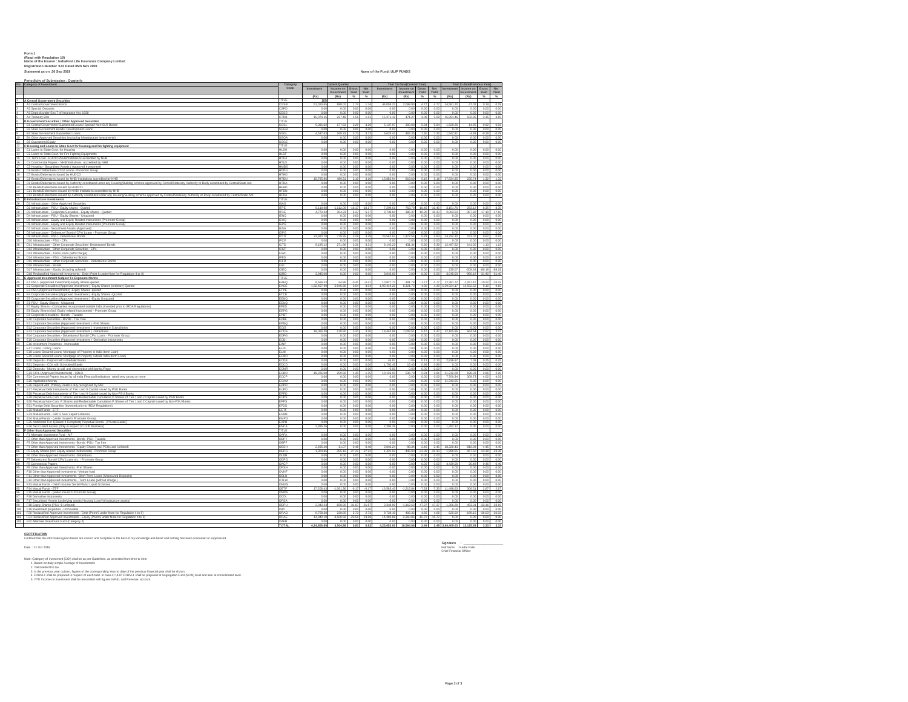**Form 1**
**(Read with Regulation 10)**
**Name of the Insurer : IndiaFirst Life Insurance Company Limited**
**Registration Number :143 Dated 05th Nov 2009**
**Statement as on :30 Sep 2019**

**Name of the Fund: ULIP FUNDS**

**Periodicity of Submission : Quarterly**

| No. | Category of Investment | Category Code | Current Quarter | | | | Year To Date(Current Year) | | | | Year to date(Previous Year) | | | |
|---|---|---|---|---|---|---|---|---|---|---|---|---|---|---|
| | | | Investment | Income on Investment | Gross Yield | Net Yield | Investment | Income on Investment | Gross Yield | Net Yield | Investment | Income on Investment | Gross Yield | Net Yield |
| | | | (Rs) | (Rs) | % | % | (Rs) | (Rs) | % | % | (Rs) | (Rs) | % | % |
| 1 | A Central Government Securities | TITLE | | | | | | | | | | | | |
| 2 | A1 Central Government Bonds | CGSB | 51,024.55 | 890.02 | 1.74 | 1.74 | 44,004.23 | 2,098.90 | 4.77 | 4.77 | 24,581.25 | 47.02 | 0.19 | 0.19 |
| 3 | A2 Special Deposits | CSPD | 0.00 | 0.00 | 0.00 | 0.00 | 0.00 | 0.00 | 0.00 | 0.00 | 0.00 | 0.00 | 0.00 | 0.00 |
| 4 | A3 Deposit under Sec 7 of Insurance Act, 1938 | CDSS | 0.00 | 0.00 | 0.00 | 0.00 | 0.00 | 0.00 | 0.00 | 0.00 | 0.00 | 0.00 | 0.00 | 0.00 |
| 5 | A4 Treasury Bills | CTRB | 15,076.15 | 227.48 | 1.51 | 1.51 | 15,271.12 | 471.27 | 3.09 | 3.09 | 15,991.49 | 502.96 | 3.15 | 3.15 |
| 6 | B Government Securities / Other Approved Securities | TITLE | | | | | | | | | | | | |
| 7 | B1 Central Government Guaranteed Loans/ Special/ Non-SLR Bonds | CGSL | 5,390.50 | 177.63 | 3.29 | 3.29 | 5,127.97 | 300.08 | 5.84 | 5.84 | 1,620.29 | 14.95 | 0.92 | 0.92 |
| 8 | B2 State Government Bonds/ Development Loans | SGGB | 0.00 | 0.00 | 0.00 | 0.00 | 0.00 | 0.00 | 0.00 | 0.00 | 0.00 | 0.00 | 0.00 | 0.00 |
| 9 | B3 State Government Guaranteed Loans | SGGL | 4,537.62 | 168.21 | 3.70 | 3.70 | 6,034.43 | 443.35 | 7.35 | 7.35 | 1,542.91 | -4.48 | -0.29 | -0.29 |
| 10 | B4 Other Approved Securities (excluding Infrastructure Investments) | SGOA | 0.00 | 0.00 | 0.00 | 0.00 | 0.00 | 0.00 | 0.00 | 0.00 | 0.00 | 0.00 | 0.00 | 0.00 |
| 11 | B5 Guaranteed Equity | SGGE | 0.00 | 0.00 | 0.00 | 0.00 | 0.00 | 0.00 | 0.00 | 0.00 | 0.00 | 0.00 | 0.00 | 0.00 |
| 12 | C Housing and Loans to State Govt for housing and fire fighting equipment | TITLE | | | | | | | | | | | | |
| 13 | C1 Loans to State Govt. for Housing | HLSH | 0.00 | 0.00 | 0.00 | 0.00 | 0.00 | 0.00 | 0.00 | 0.00 | 0.00 | 0.00 | 0.00 | 0.00 |
| 14 | C2 Loans to State Govt. for Fire Fighting Equipments | HLSF | 0.00 | 0.00 | 0.00 | 0.00 | 0.00 | 0.00 | 0.00 | 0.00 | 0.00 | 0.00 | 0.00 | 0.00 |
| 15 | C3 Term Loan - HUDCO/NHB/Institutions accredited by NHB | HTLH | 0.00 | 0.00 | 0.00 | 0.00 | 0.00 | 0.00 | 0.00 | 0.00 | 0.00 | 0.00 | 0.00 | 0.00 |
| 16 | C4 Commercial Papers - NHB/Institutions accredited by NHB | HTLN | 0.00 | 0.00 | 0.00 | 0.00 | 0.00 | 0.00 | 0.00 | 0.00 | 0.00 | 0.00 | 0.00 | 0.00 |
| 17 | C5 Housing - Securitised Assets ( Approved Investment) | HMBS | 0.00 | 0.00 | 0.00 | 0.00 | 0.00 | 0.00 | 0.00 | 0.00 | 0.00 | 0.00 | 0.00 | 0.00 |
| 18 | C6 Bonds/ Debentures/ CPs/ Loans - Promotor Group | HDPG | 0.00 | 0.00 | 0.00 | 0.00 | 0.00 | 0.00 | 0.00 | 0.00 | 0.00 | 0.00 | 0.00 | 0.00 |
| 19 | C7 Bonds/Debentures issued by HUDCO | HTHD | 0.00 | 0.00 | 0.00 | 0.00 | 0.00 | 0.00 | 0.00 | 0.00 | 0.00 | 0.00 | 0.00 | 0.00 |
| 20 | C8 Bonds/Debentures issued by NHB/ Institutions accredited by NHB | HTDN | 15,785.86 | 489.31 | 3.10 | 3.10 | 15,982.94 | 829.60 | 5.18 | 5.18 | 17,834.85 | 235.74 | 1.32 | 1.32 |
| 21 | C9 Bonds/Debentures issued by Authority constituted under any Housing/Building scheme approved by Central/State/any Authority or Body constituted by Central/State Act. | HTDA | 0.00 | 0.00 | 0.00 | 0.00 | 0.00 | 0.00 | 0.00 | 0.00 | 0.00 | 0.00 | 0.00 | 0.00 |
| 22 | C10 Bonds/Debentures issued by HUDCO | HFHD | 0.00 | 0.00 | 0.00 | 0.00 | 0.00 | 0.00 | 0.00 | 0.00 | 0.00 | 0.00 | 0.00 | 0.00 |
| 23 | C11 Bonds/Debentures issued by NHB/ Institutions accredited by NHB | HFDN | 0.00 | 0.00 | 0.00 | 0.00 | 0.00 | 0.00 | 0.00 | 0.00 | 0.00 | 0.00 | 0.00 | 0.00 |
| 24 | C12 Bonds/Debentures issued by Authority constituted under any Housing/Building scheme approved by Central/State/any Authority or Body constituted by Central/State Act. | HFDA | 0.00 | 0.00 | 0.00 | 0.00 | 0.00 | 0.00 | 0.00 | 0.00 | 0.00 | 0.00 | 0.00 | 0.00 |
| 25 | D Infrastructure Investments | TITLE | | | | | | | | | | | | |
| 26 | D1 Infrastructure - Other Approved Securities | ISAS | 0.00 | 0.00 | 0.00 | 0.00 | 0.00 | 0.00 | 0.00 | 0.00 | 0.00 | 0.00 | 0.00 | 0.00 |
| 27 | D2 Infrastructure - PSU - Equity shares - Quoted | ITPE | 6,119.80 | -1,112.88 | -18.17 | -18.17 | 7,299.61 | -763.79 | -10.46 | -10.46 | 3,151.78 | 263.12 | 8.35 | 8.35 |
| 28 | D3 Infrastructure - Corporate Securities - Equity shares - Quoted | ITCE | 4,772.43 | 306.23 | 6.27 | 6.27 | 3,738.64 | 385.37 | 10.30 | 10.30 | 2,093.03 | -357.92 | -17.10 | -17.10 |
| 29 | D4 Infrastructure - PSU - Equity Shares - Unquoted | IENQ | 0.00 | 0.00 | 0.00 | 0.00 | 0.00 | 0.00 | 0.00 | 0.00 | 0.00 | 0.00 | 0.00 | 0.00 |
| 30 | D5 Infrastructure - Equity and Equity Related Instruments (Promoter Group) | IEUQ | 0.00 | 0.00 | 0.00 | 0.00 | 0.00 | 0.00 | 0.00 | 0.00 | 0.00 | 0.00 | 0.00 | 0.00 |
| 31 | D6 Infrastructure - Equity and Equity Related Instruments (Promoter Group) | IEPG | 0.00 | 0.00 | 0.00 | 0.00 | 0.00 | 0.00 | 0.00 | 0.00 | 0.00 | 0.00 | 0.00 | 0.00 |
| 32 | D7 Infrastructure - Securitised Assets (Approved) | IESA | 0.00 | 0.00 | 0.00 | 0.00 | 0.00 | 0.00 | 0.00 | 0.00 | 0.00 | 0.00 | 0.00 | 0.00 |
| 33 | D8 Infrastructure - Debenture/ Bonds/ CPs/ Loans - Promoter Group | IDPG | 0.00 | 0.00 | 0.00 | 0.00 | 0.00 | 0.00 | 0.00 | 0.00 | 0.00 | 0.00 | 0.00 | 0.00 |
| 34 | D9 Infrastructure - PSU - Debentures/ Bonds | IPTD | 23,680.70 | 779.35 | 3.29 | 3.29 | 23,562.82 | 1,372.54 | 5.83 | 5.83 | 24,794.33 | 153.07 | 0.62 | 0.62 |
| 35 | D10 Infrastructure - PSU - CPs | IPCP | 0.00 | 0.00 | 0.00 | 0.00 | 0.00 | 0.00 | 0.00 | 0.00 | 0.00 | 0.00 | 0.00 | 0.00 |
| 36 | D11 Infrastructure - Other Corporate Securities - Debentures/ Bonds | ICTD | 8,195.12 | 271.38 | 3.31 | 3.31 | 8,145.23 | 431.34 | 5.30 | 5.30 | 12,697.52 | 141.56 | 1.11 | 1.11 |
| 37 | D12 Infrastructure - Other Corporate Securities - CPs | ICCP | 0.00 | 0.00 | 0.00 | 0.00 | 0.00 | 0.00 | 0.00 | 0.00 | 0.00 | 0.00 | 0.00 | 0.00 |
| 38 | D13 Infrastructure - Term Loans (with Charge) | ILWC | 0.00 | 0.00 | 0.00 | 0.00 | 0.00 | 0.00 | 0.00 | 0.00 | 0.00 | 0.00 | 0.00 | 0.00 |
| 39 | D14 Infrastructure - PSU - Debentures/ Bonds | IPFD | 0.00 | 0.00 | 0.00 | 0.00 | 0.00 | 0.00 | 0.00 | 0.00 | 0.00 | 0.00 | 0.00 | 0.00 |
| 40 | D15 Infrastructure - Other Corporate Securities - Debentures/ Bonds | ICFD | 0.00 | 0.00 | 0.00 | 0.00 | 0.00 | 0.00 | 0.00 | 0.00 | 0.00 | 0.00 | 0.00 | 0.00 |
| 41 | D16 Infrastructure - Bonds | ILBI | 0.00 | 0.00 | 0.00 | 0.00 | 0.00 | 0.00 | 0.00 | 0.00 | 0.00 | 0.00 | 0.00 | 0.00 |
| 42 | D17 Infrastructure - Equity (including unlisted) | IOEQ | 0.00 | 0.00 | 0.00 | 0.00 | 0.00 | 0.00 | 0.00 | 0.00 | 335.07 | -209.63 | -66.18 | -66.18 |
| 43 | D18 Reclassified Approved Investments - Debt (Point 6 under Note for Regulation 4 to 9) | IORD | 3,045.00 | 0.00 | 0.00 | 0.00 | 3,045.00 | 0.00 | 0.00 | 0.00 | 3,045.00 | -956.16 | -31.40 | -31.40 |
| 44 | E Approved Investment Subject To Exposure Norms | TITLE | | | | | | | | | | | | |
| 45 | E1 PSU - (Approved Investments)-Equity Shares quoted | EAEQ | 8,568.23 | -34.86 | -0.41 | -0.41 | 10,027.73 | -191.70 | -1.77 | -1.77 | 12,287.72 | -1,267.47 | -10.23 | -10.23 |
| 46 | E2 Corporate Securities (Approved Investment ) -Equity Shares (ordinary)-Quoted | EACE | 1,92,457.89 | 5,846.06 | 3.04 | 3.04 | 1,95,418.20 | 8,331.72 | 4.30 | 4.30 | 1,98,604.17 | 16,052.52 | 8.10 | 8.10 |
| 47 | E3 PSU-(Approved Investments) -Equity Shares -quoted | ETPE | 0.00 | 0.00 | 0.00 | 0.00 | 0.00 | 0.00 | 0.00 | 0.00 | 0.00 | 0.00 | 0.00 | 0.00 |
| 48 | E4 Corporate Securities (Approved Investment ) -Equity Shares -Quoted | ETCE | 0.00 | 0.00 | 0.00 | 0.00 | 0.00 | 0.00 | 0.00 | 0.00 | 0.00 | 0.00 | 0.00 | 0.00 |
| 49 | E5 Corporate Securities (Approved Investment ) -Equity Unquoted | EENQ | 0.00 | 0.00 | 0.00 | 0.00 | 0.00 | 0.00 | 0.00 | 0.00 | 0.00 | 0.00 | 0.00 | 0.00 |
| 50 | E6 PSU - Equity Shares - Unquoted | EEUQ | 0.00 | 0.00 | 0.00 | 0.00 | 0.00 | 0.00 | 0.00 | 0.00 | 0.00 | 0.00 | 0.00 | 0.00 |
| 51 | E7 Equity Shares - Companies incorporated outside India (invested prior to IRDA Regulations) | EFES | 0.00 | 0.00 | 0.00 | 0.00 | 0.00 | 0.00 | 0.00 | 0.00 | 0.00 | 0.00 | 0.00 | 0.00 |
| 52 | E8 Equity Shares (incl. Equity related Instruments) - Promoter Group | EEPG | 0.00 | 0.00 | 0.00 | 0.00 | 0.00 | 0.00 | 0.00 | 0.00 | 0.00 | 0.00 | 0.00 | 0.00 |
| 53 | E9 Corporate Securities - Bonds - Taxable | EPBT | 0.00 | 0.00 | 0.00 | 0.00 | 0.00 | 0.00 | 0.00 | 0.00 | 0.00 | 0.00 | 0.00 | 0.00 |
| 54 | E10 Corporate Securities - Bonds - Tax free | EPBF | 0.00 | 0.00 | 0.00 | 0.00 | 0.00 | 0.00 | 0.00 | 0.00 | 0.00 | 0.00 | 0.00 | 0.00 |
| 55 | E11 Corporate Securities (Approved Investment ) -Pref Shares | EPNQ | 0.00 | 0.00 | 0.00 | 0.00 | 0.00 | 0.00 | 0.00 | 0.00 | 0.00 | 0.00 | 0.00 | 0.00 |
| 56 | E12 Corporate Securities (Approved Investment ) -Investment in Subsidiaries | ECIS | 0.00 | 0.00 | 0.00 | 0.00 | 0.00 | 0.00 | 0.00 | 0.00 | 0.00 | 0.00 | 0.00 | 0.00 |
| 57 | E13 Corporate Securities (Approved Investment ) -Debentures | ECOS | 18,086.39 | 579.90 | 3.20 | 3.20 | 18,485.68 | 1,058.51 | 5.47 | 5.47 | 32,165.96 | 664.54 | 2.07 | 2.07 |
| 58 | E14 Corporate Securities - Debentures/ Bonds/ CPs/ Loans - Promoter Group | EDPG | 0.00 | 0.00 | 0.00 | 0.00 | 0.00 | 0.00 | 0.00 | 0.00 | 0.00 | 0.00 | 0.00 | 0.00 |
| 59 | E15 Corporate Securities (Approved Investment ) -Derivative Instruments | ECDI | 0.00 | 0.00 | 0.00 | 0.00 | 0.00 | 0.00 | 0.00 | 0.00 | 0.00 | 0.00 | 0.00 | 0.00 |
| 60 | E16 Investment Properties - Immovable | EINP | 0.00 | 0.00 | 0.00 | 0.00 | 0.00 | 0.00 | 0.00 | 0.00 | 0.00 | 0.00 | 0.00 | 0.00 |
| 61 | E17 Loans - Policy Loans | ELPL | 0.00 | 0.00 | 0.00 | 0.00 | 0.00 | 0.00 | 0.00 | 0.00 | 0.00 | 0.00 | 0.00 | 0.00 |
| 62 | E18 Loans Secured Loans -Mortgage of Property in India (term Loan) | ELMI | 0.00 | 0.00 | 0.00 | 0.00 | 0.00 | 0.00 | 0.00 | 0.00 | 0.00 | 0.00 | 0.00 | 0.00 |
| 63 | E19 Loans Secured Loans -Mortgage of Property outside India (term Loan) | ELMO | 0.00 | 0.00 | 0.00 | 0.00 | 0.00 | 0.00 | 0.00 | 0.00 | 0.00 | 0.00 | 0.00 | 0.00 |
| 64 | E20 Deposits - Deposit with scheduled banks | ECDB | 0.00 | 0.00 | 0.00 | 0.00 | 46.87 | 0.06 | 0.13 | 0.13 | 2,606.87 | 7.08 | 0.25 | 0.25 |
| 65 | E21 Deposits - CDs with Scheduled Banks | EDCD | 0.00 | 0.00 | 0.00 | 0.00 | 1,782.45 | 15.45 | 0.86 | 0.86 | 0.00 | 0.00 | 0.00 | 0.00 |
| 66 | E22 Deposits - Money at call and short notice with banks /Repo | ECMR | 0.00 | 0.00 | 0.00 | 0.00 | 0.00 | 0.00 | 0.00 | 0.00 | 0.00 | 0.00 | 0.00 | 0.00 |
| 67 | E23 CCIL (Approved Investement) - CBLO | ECBO | 19,230.09 | 259.58 | 1.35 | 1.35 | 19,139.63 | 530.79 | 2.61 | 2.61 | 21,212.09 | 628.03 | 2.96 | 2.96 |
| 68 | E24 Commercial Papers issued by all India Financial Institutions rated very strong or more | ECCP | 0.00 | 0.00 | 0.00 | 0.00 | 0.00 | 0.00 | 0.00 | 0.00 | 7,700.34 | 300.73 | 3.93 | 3.93 |
| 69 | E25 Application Money | ECAM | 0.00 | 0.00 | 0.00 | 0.00 | 0.00 | 0.00 | 0.00 | 0.00 | 11,342.55 | 0.00 | 0.00 | 0.00 |
| 70 | E26 Deposit with Primary Dealers duly recognised by RBI | EDPD | 0.00 | 0.00 | 0.00 | 0.00 | 0.00 | 0.00 | 0.00 | 0.00 | 0.00 | 0.00 | 0.00 | 0.00 |
| 71 | E27 Perpetual Debt Instruments of Tier I and II Capital issued by PSU Banks | EUPD | 0.00 | 0.00 | 0.00 | 0.00 | 0.00 | 0.00 | 0.00 | 0.00 | 0.00 | 0.00 | 0.00 | 0.00 |
| 72 | E28 Perpetual Debt Instruments of Tier I and II Capital issued by Non-PSU Banks | EPPD | 0.00 | 0.00 | 0.00 | 0.00 | 0.00 | 0.00 | 0.00 | 0.00 | 0.00 | 0.00 | 0.00 | 0.00 |
| 73 | E29 Perpetual Non-Cum. P.Shares and Redeemable Cumulative P.Shares of Tier 1 and 2 Capital issued by PSU Banks | EUPS | 0.00 | 0.00 | 0.00 | 0.00 | 0.00 | 0.00 | 0.00 | 0.00 | 0.00 | 0.00 | 0.00 | 0.00 |
| 74 | E30 Perpetual Non-Cum. P.Shares and Redeemable Cumulative P.Shares of Tier 1 and 2 Capital issued by Non-PSU Banks | EPPS | 0.00 | 0.00 | 0.00 | 0.00 | 0.00 | 0.00 | 0.00 | 0.00 | 0.00 | 0.00 | 0.00 | 0.00 |
| 75 | E31 Foreign Debt Securities (Invested prior to IRDA Regulations) | EFDS | 0.00 | 0.00 | 0.00 | 0.00 | 0.00 | 0.00 | 0.00 | 0.00 | 0.00 | 0.00 | 0.00 | 0.00 |
| 76 | E32 Mutual Funds - ETF | EETF | 0.00 | 0.00 | 0.00 | 0.00 | 0.00 | 0.00 | 0.00 | 0.00 | 0.00 | 0.00 | 0.00 | 0.00 |
| 77 | E33 Mutual Funds - Gilt/ G Sec/ Liquid Schemes | EGMF | 0.00 | 0.00 | 0.00 | 0.00 | 0.00 | 0.00 | 0.00 | 0.00 | 0.00 | 0.00 | 0.00 | 0.00 |
| 78 | E34 Mutual Funds - (under Insurer's Promoter Group) | EMPG | 0.00 | 0.00 | 0.00 | 0.00 | 0.00 | 0.00 | 0.00 | 0.00 | 0.00 | 0.00 | 0.00 | 0.00 |
| 79 | E35 Additional Tier 1(Basel III Compliant) Perpetual Bonds - [Private Banks] | EAPB | 0.00 | 0.00 | 0.00 | 0.00 | 0.00 | 0.00 | 0.00 | 0.00 | 0.00 | 0.00 | 0.00 | 0.00 |
| 80 | E36 Net Current Assets (Only in respect of ULIP Business) | ENCA | 2,395.26 | 0.00 | 0.00 | 0.00 | 2,395.26 | 0.00 | 0.00 | 0.00 | 1,250.12 | 0.00 | 0.00 | 0.00 |
| 81 | F Other than Approved Securities | TITLE | | | | | | | | | | | | |
| 82 | F1 Alternate Investment Fund - AIF | OAFA | 0.00 | 0.00 | 0.00 | 0.00 | 0.00 | 0.00 | 0.00 | 0.00 | 0.00 | 0.00 | 0.00 | 0.00 |
| 83 | F2 Other than Approved Investments -Bonds -PSU- Taxable | OBPT | 0.00 | 0.00 | 0.00 | 0.00 | 0.00 | 0.00 | 0.00 | 0.00 | 0.00 | 0.00 | 0.00 | 0.00 |
| 84 | F3 Other than Approved Investments -Bonds -PSU- Tax free | OBPF | 0.00 | 0.00 | 0.00 | 0.00 | 0.00 | 0.00 | 0.00 | 0.00 | 0.00 | 0.00 | 0.00 | 0.00 |
| 85 | F4 Other than Approved Investments - Equity Shares (incl PSUs and Unlisted) | OESH | 2,295.40 | -11.07 | -0.48 | -0.48 | 2,580.24 | -90.34 | -3.46 | -3.46 | 18,329.43 | -816.09 | -4.45 | -4.45 |
| 86 | F5 Equity Shares (incl. Equity related Instruments) - Promoter Group | OEPG | 1,304.86 | -355.16 | -27.22 | -27.22 | 1,421.02 | -446.00 | -31.39 | -31.39 | 1,999.65 | -467.50 | -23.38 | -23.38 |
| 87 | F6 Other than Approved Investments -Debentures | OLDB | 0.00 | 0.00 | 0.00 | 0.00 | 0.00 | 0.00 | 0.00 | 0.00 | 0.00 | 0.00 | 0.00 | 0.00 |
| 88 | F7 Debentures/ Bonds/ CPs/ Loans etc. - Promoter Group | ODPG | 0.00 | 0.00 | 0.00 | 0.00 | 0.00 | 0.00 | 0.00 | 0.00 | 0.00 | 0.00 | 0.00 | 0.00 |
| 89 | F8 Commercial Papers | OACP | 0.00 | 0.00 | 0.00 | 0.00 | 0.00 | 0.00 | 0.00 | 0.00 | 4,439.08 | 20.46 | 0.46 | 0.46 |
| 90 | F9 Other than Approved Investments -Pref Shares | OPSH | 0.00 | 0.00 | 0.00 | 0.00 | 0.00 | 0.00 | 0.00 | 0.00 | 0.00 | 0.00 | 0.00 | 0.00 |
| 91 | F10 Other than Approved Investments -Venture fund | OVNF | 0.00 | 0.00 | 0.00 | 0.00 | 0.00 | 0.00 | 0.00 | 0.00 | 0.00 | 0.00 | 0.00 | 0.00 |
| 92 | F11 Other than Approved Investments -Short Trem Loans (Unsecured Deposits) | OSLU | 0.00 | 0.00 | 0.00 | 0.00 | 0.00 | 0.00 | 0.00 | 0.00 | 0.00 | 0.00 | 0.00 | 0.00 |
| 93 | F12 Other than Approved Investments - Term Loans (without charge ) | OTLW | 0.00 | 0.00 | 0.00 | 0.00 | 0.00 | 0.00 | 0.00 | 0.00 | 0.00 | 0.00 | 0.00 | 0.00 |
| 94 | F13 Mutual Funds - Debt/ Income/ Serial Plans/ Liquid Schemes | OMGS | 0.00 | 0.00 | 0.00 | 0.00 | 0.00 | 0.00 | 0.00 | 0.00 | 0.00 | 0.00 | 0.00 | 0.00 |
| 95 | F14 Mutual Funds - ETF | OETF | 17,299.40 | -1,051.36 | -6.17 | -6.17 | 16,563.43 | -1,213.04 | -7.32 | -7.32 | 11,499.83 | 306.51 | 2.67 | 2.67 |
| 96 | F15 Mutual Funds - (under Insurer's Promoter Group) | OMPG | 0.00 | 0.00 | 0.00 | 0.00 | 0.00 | 0.00 | 0.00 | 0.00 | 0.00 | 0.00 | 0.00 | 0.00 |
| 97 | F16 Derivative Instruments | OCDI | 0.00 | 0.00 | 0.00 | 0.00 | 0.00 | 0.00 | 0.00 | 0.00 | 0.00 | 0.00 | 0.00 | 0.00 |
| 98 | F17 Securitised Assets (underlying assets Housing Loan/ Infrastructure assets) | OPSA | 0.00 | 0.00 | 0.00 | 0.00 | 0.00 | 0.00 | 0.00 | 0.00 | 0.00 | 0.00 | 0.00 | 0.00 |
| 99 | F18 Equity Shares (PSU, $ Unlisted) | OEPU | 2,062.53 | -656.90 | -31.85 | -31.85 | 2,346.86 | -1,112.63 | -47.27 | -47.27 | 1,356.28 | -453.03 | -33.16 | -33.16 |
| 100 | F19 Investment properties - Immovable | OIPI | 0.00 | 0.00 | 0.00 | 0.00 | 0.00 | 0.00 | 0.00 | 0.00 | 0.00 | 0.00 | 0.00 | 0.00 |
| 101 | F20 Reclassified Approved Investments - Debt (Point 6 under Note for Regulation 4 to 9) | ORAD | 8,758.97 | 238.95 | 2.73 | 2.73 | 8,728.30 | 405.32 | 4.64 | 4.64 | 525.09 | -189.11 | -36.02 | -36.02 |
| 102 | F21 Reclassified Approved Investments - Equity (Point 6 under Note for Regulation 4 to 9) | ORAE | 14,589.07 | -3,520.68 | -23.58 | -23.58 | 14,380.68 | -2,200.85 | -15.72 | -15.72 | 0.00 | 0.00 | 0.00 | 0.00 |
| 103 | F22 Alternate Investment Fund (Category II) | OAFB | 0.00 | 0.00 | 0.00 | 0.00 | 0.00 | 0.00 | 0.00 | 0.00 | 0.00 | 0.00 | 0.00 | 0.00 |
| | | **TOTAL** | **4,24,086.00** | **3,504.88** | **0.83** | **0.83** | **4,25,083.00** | **10,564.06** | **2.49** | **2.49** | **3,94,409.03** | **13,125.30** | **3.33** | **3.33** |

**CERTIFICATION**
Certified that the information given herein are correct and complete to the best of my knowledge and belief and nothing has been concealed or suppressed

Date : 21 Oct 2019

Signature : ___________________
Full Name : Kedar Patki
Chief Financial Officer

Note: Category of investment (COI) shall be as per Guidelines, as amended from time to time
1. Based on daily simple Average of Investments
2. Yield netted for tax
3. In the previous year column, figures of the corresponding Year to date of the previous financial year shall be shown.
4. FORM-1 shall be prepared in respect of each fund. In case of ULIP FORM-1 shall be prepared at Segregated Fund (SFIN) level and also at consolidated level.
5. YTD Income on investment shall be reconciled with figures in P&L and Revenue account